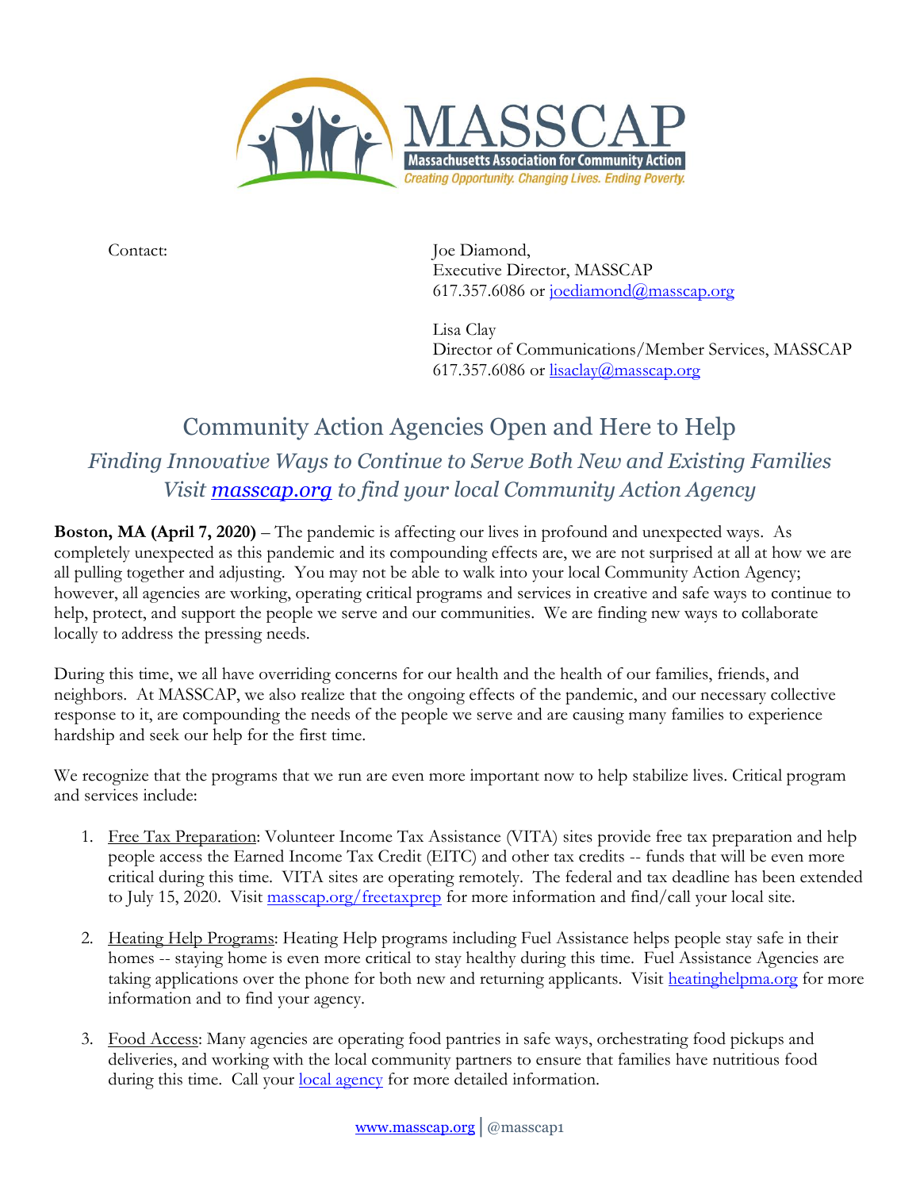MASSCAP

Massachusetts Association for Community Action

*Creating Opportunity. Changing Lives. Ending Poverty.*

Contact:

Joe Diamond,
Executive Director, MASSCAP
617.357.6086 or joediamond@masscap.org

Lisa Clay
Director of Communications/Member Services, MASSCAP
617.357.6086 or lisaclay@masscap.org

# Community Action Agencies Open and Here to Help

## *Finding Innovative Ways to Continue to Serve Both New and Existing Families*
## *Visit masscap.org to find your local Community Action Agency*

**Boston, MA (April 7, 2020)** – The pandemic is affecting our lives in profound and unexpected ways. As completely unexpected as this pandemic and its compounding effects are, we are not surprised at all at how we are all pulling together and adjusting. You may not be able to walk into your local Community Action Agency; however, all agencies are working, operating critical programs and services in creative and safe ways to continue to help, protect, and support the people we serve and our communities. We are finding new ways to collaborate locally to address the pressing needs.

During this time, we all have overriding concerns for our health and the health of our families, friends, and neighbors. At MASSCAP, we also realize that the ongoing effects of the pandemic, and our necessary collective response to it, are compounding the needs of the people we serve and are causing many families to experience hardship and seek our help for the first time.

We recognize that the programs that we run are even more important now to help stabilize lives. Critical program and services include:

1. Free Tax Preparation: Volunteer Income Tax Assistance (VITA) sites provide free tax preparation and help people access the Earned Income Tax Credit (EITC) and other tax credits -- funds that will be even more critical during this time. VITA sites are operating remotely. The federal and tax deadline has been extended to July 15, 2020. Visit masscap.org/freetaxprep for more information and find/call your local site.

2. Heating Help Programs: Heating Help programs including Fuel Assistance helps people stay safe in their homes -- staying home is even more critical to stay healthy during this time. Fuel Assistance Agencies are taking applications over the phone for both new and returning applicants. Visit heatinghelpma.org for more information and to find your agency.

3. Food Access: Many agencies are operating food pantries in safe ways, orchestrating food pickups and deliveries, and working with the local community partners to ensure that families have nutritious food during this time. Call your local agency for more detailed information.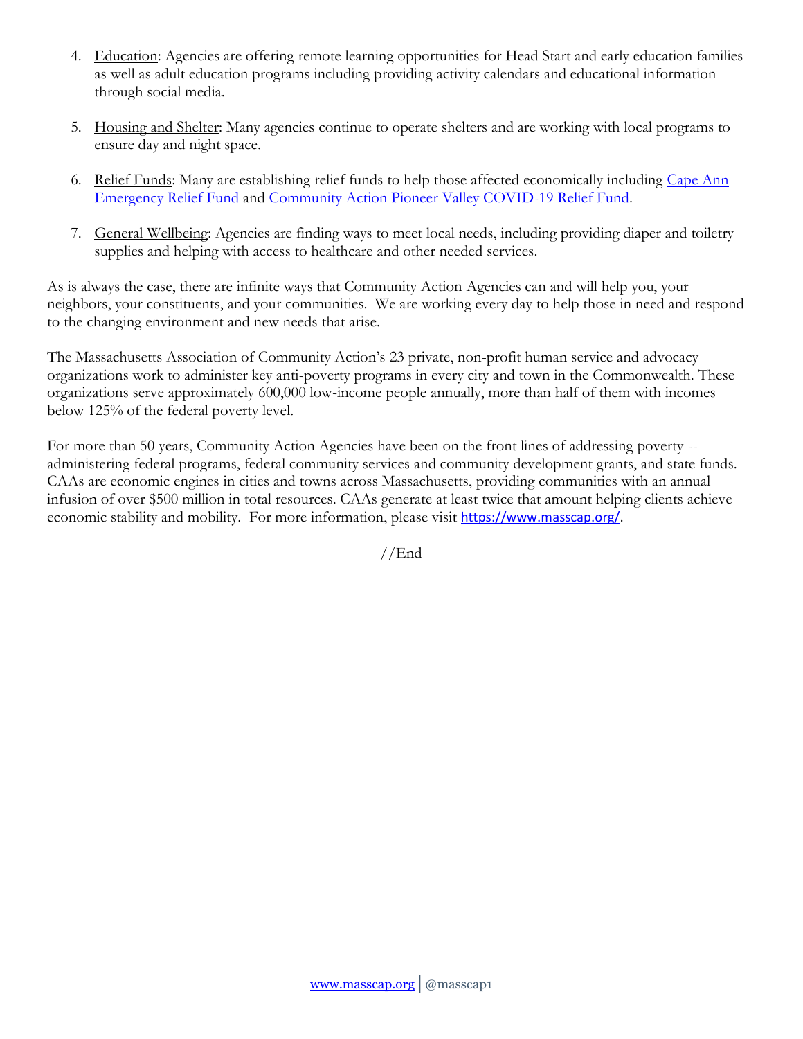4. <u>Education</u>: Agencies are offering remote learning opportunities for Head Start and early education families as well as adult education programs including providing activity calendars and educational information through social media.

5. <u>Housing and Shelter</u>: Many agencies continue to operate shelters and are working with local programs to ensure day and night space.

6. <u>Relief Funds</u>: Many are establishing relief funds to help those affected economically including [Cape Ann Emergency Relief Fund]() and [Community Action Pioneer Valley COVID-19 Relief Fund]().

7. <u>General Wellbeing</u>: Agencies are finding ways to meet local needs, including providing diaper and toiletry supplies and helping with access to healthcare and other needed services.

As is always the case, there are infinite ways that Community Action Agencies can and will help you, your neighbors, your constituents, and your communities. We are working every day to help those in need and respond to the changing environment and new needs that arise.

The Massachusetts Association of Community Action's 23 private, non-profit human service and advocacy organizations work to administer key anti-poverty programs in every city and town in the Commonwealth. These organizations serve approximately 600,000 low-income people annually, more than half of them with incomes below 125% of the federal poverty level.

For more than 50 years, Community Action Agencies have been on the front lines of addressing poverty -- administering federal programs, federal community services and community development grants, and state funds. CAAs are economic engines in cities and towns across Massachusetts, providing communities with an annual infusion of over $500 million in total resources. CAAs generate at least twice that amount helping clients achieve economic stability and mobility. For more information, please visit https://www.masscap.org/.

//End